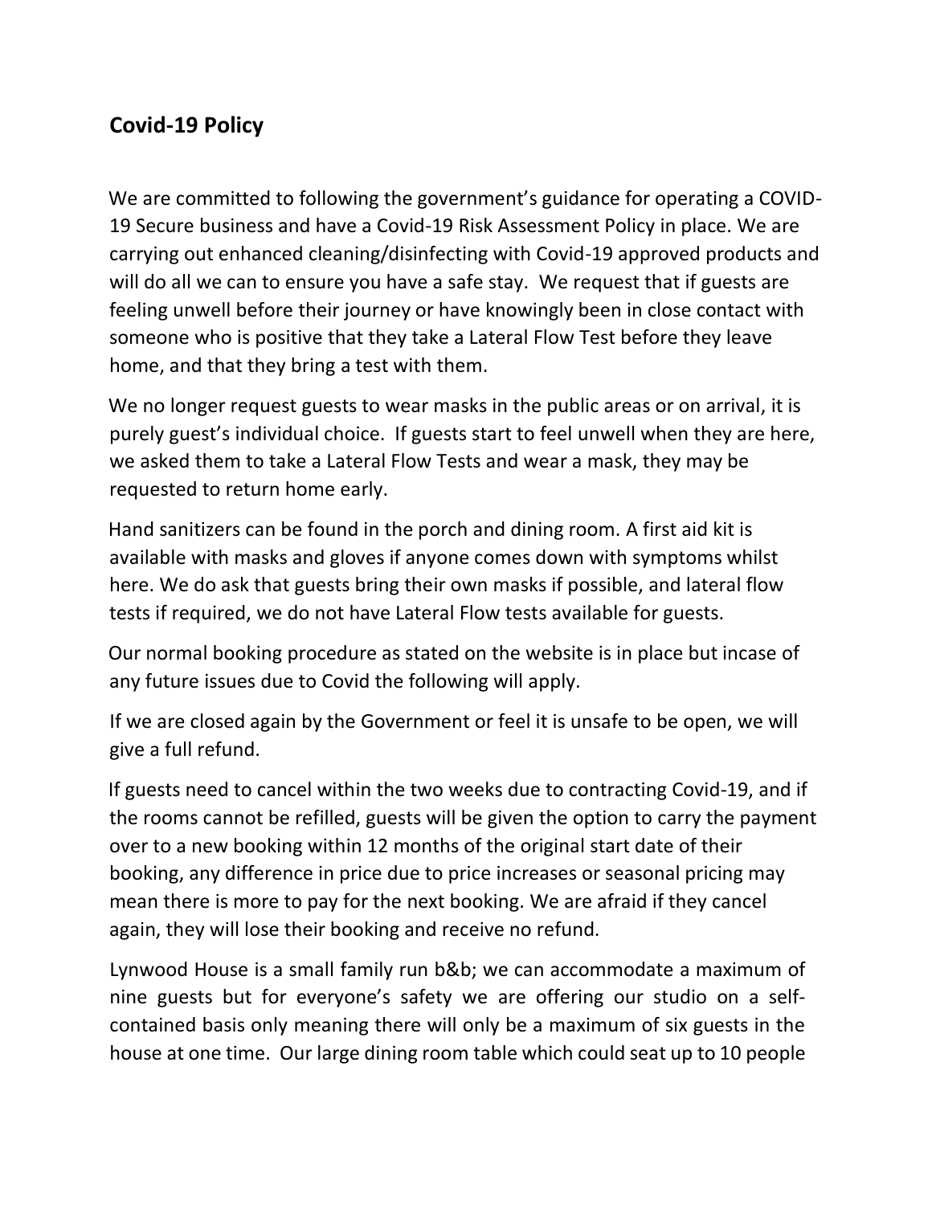## Covid-19 Policy

We are committed to following the government's guidance for operating a COVID-19 Secure business and have a Covid-19 Risk Assessment Policy in place. We are carrying out enhanced cleaning/disinfecting with Covid-19 approved products and will do all we can to ensure you have a safe stay. We request that if guests are feeling unwell before their journey or have knowingly been in close contact with someone who is positive that they take a Lateral Flow Test before they leave home, and that they bring a test with them.

We no longer request guests to wear masks in the public areas or on arrival, it is purely guest's individual choice. If guests start to feel unwell when they are here, we asked them to take a Lateral Flow Tests and wear a mask, they may be requested to return home early.

Hand sanitizers can be found in the porch and dining room. A first aid kit is available with masks and gloves if anyone comes down with symptoms whilst here. We do ask that guests bring their own masks if possible, and lateral flow tests if required, we do not have Lateral Flow tests available for guests.

Our normal booking procedure as stated on the website is in place but incase of any future issues due to Covid the following will apply.

If we are closed again by the Government or feel it is unsafe to be open, we will give a full refund.

If guests need to cancel within the two weeks due to contracting Covid-19, and if the rooms cannot be refilled, guests will be given the option to carry the payment over to a new booking within 12 months of the original start date of their booking, any difference in price due to price increases or seasonal pricing may mean there is more to pay for the next booking. We are afraid if they cancel again, they will lose their booking and receive no refund.

Lynwood House is a small family run b&b; we can accommodate a maximum of nine guests but for everyone's safety we are offering our studio on a self-contained basis only meaning there will only be a maximum of six guests in the house at one time. Our large dining room table which could seat up to 10 people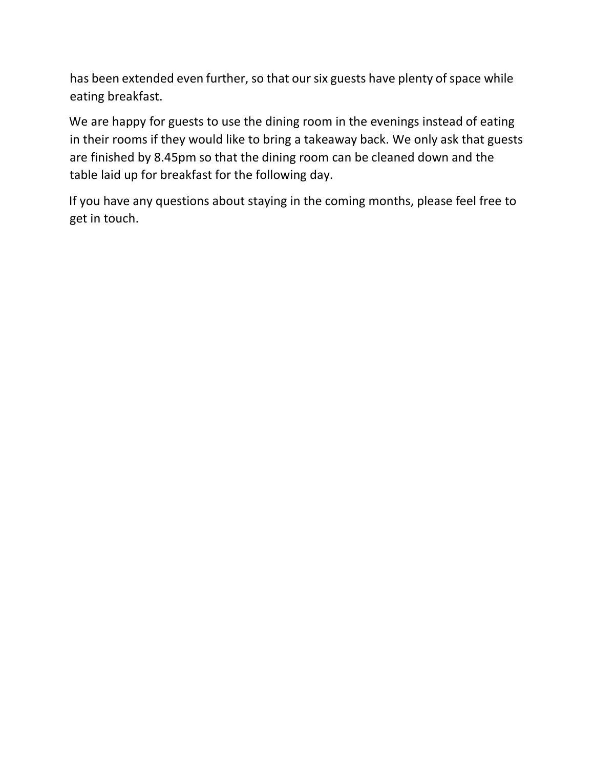has been extended even further, so that our six guests have plenty of space while eating breakfast.

We are happy for guests to use the dining room in the evenings instead of eating in their rooms if they would like to bring a takeaway back. We only ask that guests are finished by 8.45pm so that the dining room can be cleaned down and the table laid up for breakfast for the following day.

If you have any questions about staying in the coming months, please feel free to get in touch.